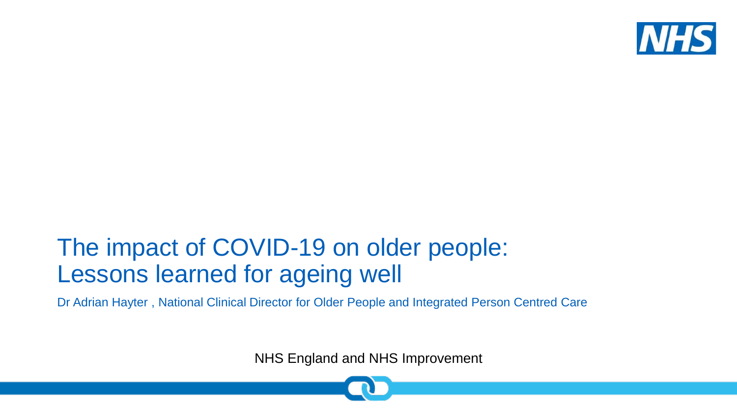# The impact of COVID-19 on older people: Lessons learned for ageing well

Dr Adrian Hayter , National Clinical Director for Older People and Integrated Person Centred Care

NHS England and NHS Improvement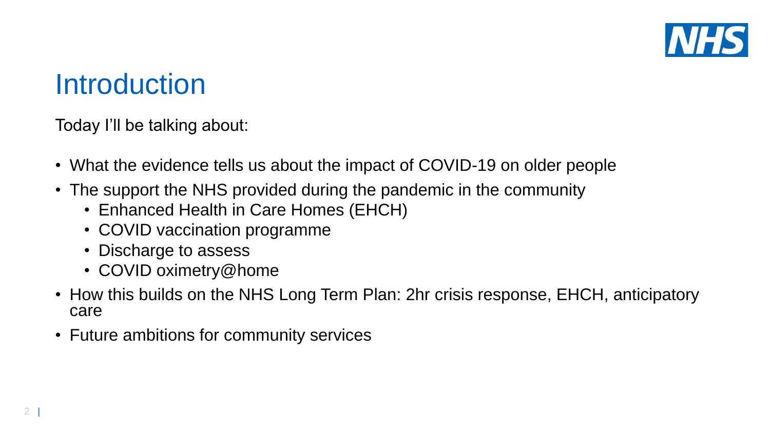# Introduction

Today I'll be talking about:

- What the evidence tells us about the impact of COVID-19 on older people
- The support the NHS provided during the pandemic in the community
  - Enhanced Health in Care Homes (EHCH)
  - COVID vaccination programme
  - Discharge to assess
  - COVID oximetry@home
- How this builds on the NHS Long Term Plan: 2hr crisis response, EHCH, anticipatory care
- Future ambitions for community services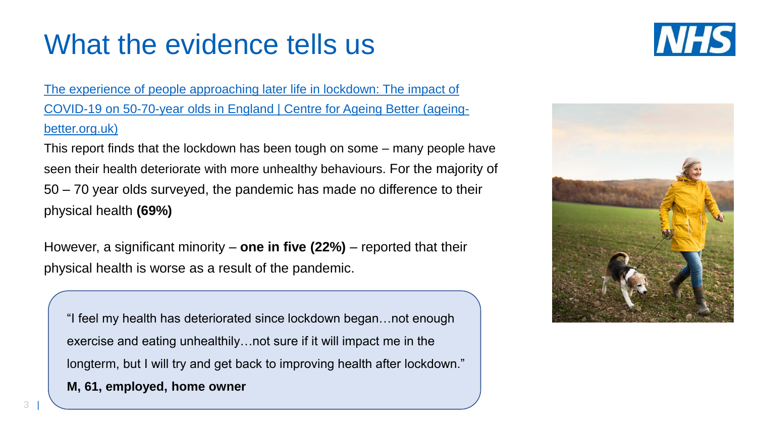# What the evidence tells us

[The experience of people approaching later life in lockdown: The impact of COVID-19 on 50-70-year olds in England | Centre for Ageing Better (ageing-better.org.uk)]

This report finds that the lockdown has been tough on some – many people have seen their health deteriorate with more unhealthy behaviours. For the majority of 50 – 70 year olds surveyed, the pandemic has made no difference to their physical health **(69%)**

However, a significant minority – **one in five (22%)** – reported that their physical health is worse as a result of the pandemic.

> "I feel my health has deteriorated since lockdown began…not enough exercise and eating unhealthily…not sure if it will impact me in the longterm, but I will try and get back to improving health after lockdown."
> **M, 61, employed, home owner**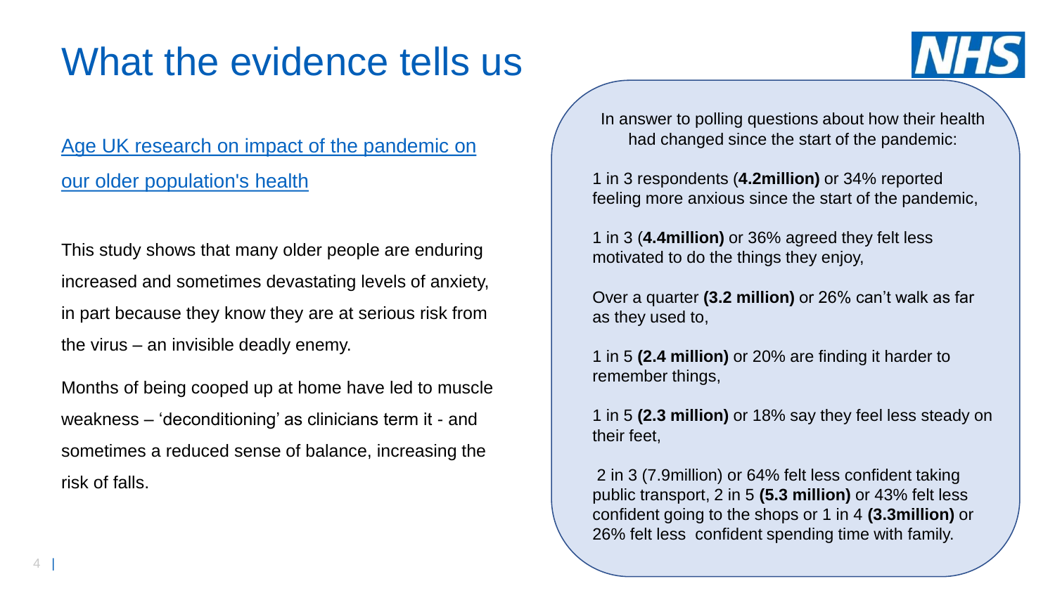# What the evidence tells us

Age UK research on impact of the pandemic on our older population's health

This study shows that many older people are enduring increased and sometimes devastating levels of anxiety, in part because they know they are at serious risk from the virus – an invisible deadly enemy.

Months of being cooped up at home have led to muscle weakness – 'deconditioning' as clinicians term it - and sometimes a reduced sense of balance, increasing the risk of falls.

In answer to polling questions about how their health had changed since the start of the pandemic:

1 in 3 respondents (**4.2million**) or 34% reported feeling more anxious since the start of the pandemic,

1 in 3 (**4.4million)** or 36% agreed they felt less motivated to do the things they enjoy,

Over a quarter **(3.2 million)** or 26% can't walk as far as they used to,

1 in 5 **(2.4 million)** or 20% are finding it harder to remember things,

1 in 5 **(2.3 million)** or 18% say they feel less steady on their feet,

2 in 3 (7.9million) or 64% felt less confident taking public transport, 2 in 5 **(5.3 million)** or 43% felt less confident going to the shops or 1 in 4 **(3.3million)** or 26% felt less confident spending time with family.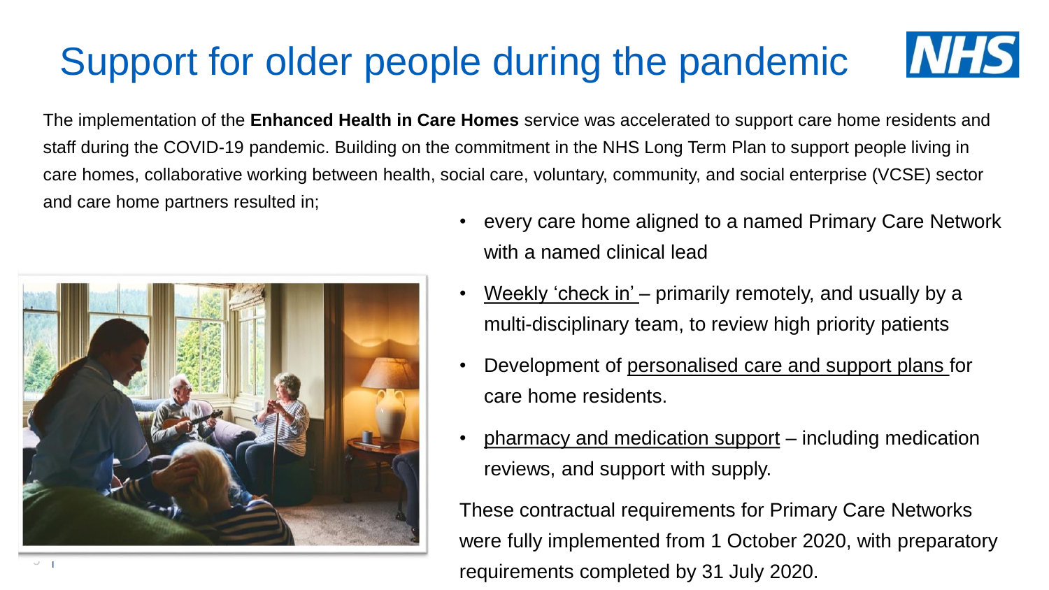# Support for older people during the pandemic

The implementation of the **Enhanced Health in Care Homes** service was accelerated to support care home residents and staff during the COVID-19 pandemic. Building on the commitment in the NHS Long Term Plan to support people living in care homes, collaborative working between health, social care, voluntary, community, and social enterprise (VCSE) sector and care home partners resulted in;

- every care home aligned to a named Primary Care Network with a named clinical lead
- Weekly 'check in' – primarily remotely, and usually by a multi-disciplinary team, to review high priority patients
- Development of personalised care and support plans for care home residents.
- pharmacy and medication support – including medication reviews, and support with supply.

These contractual requirements for Primary Care Networks were fully implemented from 1 October 2020, with preparatory requirements completed by 31 July 2020.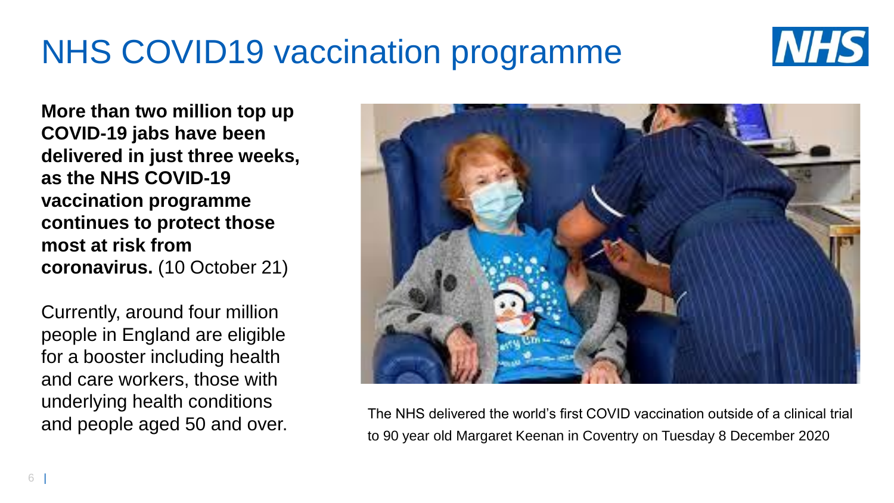# NHS COVID19 vaccination programme

**More than two million top up COVID-19 jabs have been delivered in just three weeks, as the NHS COVID-19 vaccination programme continues to protect those most at risk from coronavirus.** (10 October 21)

Currently, around four million people in England are eligible for a booster including health and care workers, those with underlying health conditions and people aged 50 and over.

The NHS delivered the world's first COVID vaccination outside of a clinical trial to 90 year old Margaret Keenan in Coventry on Tuesday 8 December 2020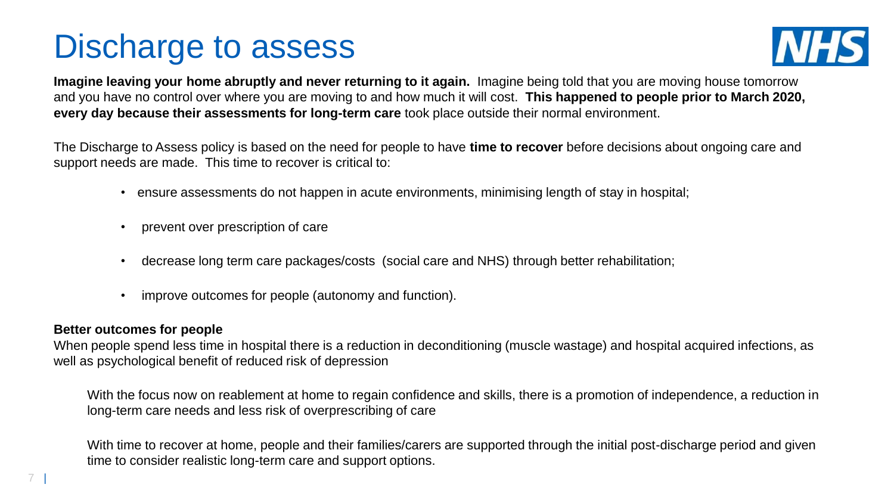# Discharge to assess

**Imagine leaving your home abruptly and never returning to it again.** Imagine being told that you are moving house tomorrow and you have no control over where you are moving to and how much it will cost. **This happened to people prior to March 2020, every day because their assessments for long-term care** took place outside their normal environment.

The Discharge to Assess policy is based on the need for people to have **time to recover** before decisions about ongoing care and support needs are made. This time to recover is critical to:

- ensure assessments do not happen in acute environments, minimising length of stay in hospital;
- prevent over prescription of care
- decrease long term care packages/costs (social care and NHS) through better rehabilitation;
- improve outcomes for people (autonomy and function).

**Better outcomes for people**

When people spend less time in hospital there is a reduction in deconditioning (muscle wastage) and hospital acquired infections, as well as psychological benefit of reduced risk of depression

With the focus now on reablement at home to regain confidence and skills, there is a promotion of independence, a reduction in long-term care needs and less risk of overprescribing of care

With time to recover at home, people and their families/carers are supported through the initial post-discharge period and given time to consider realistic long-term care and support options.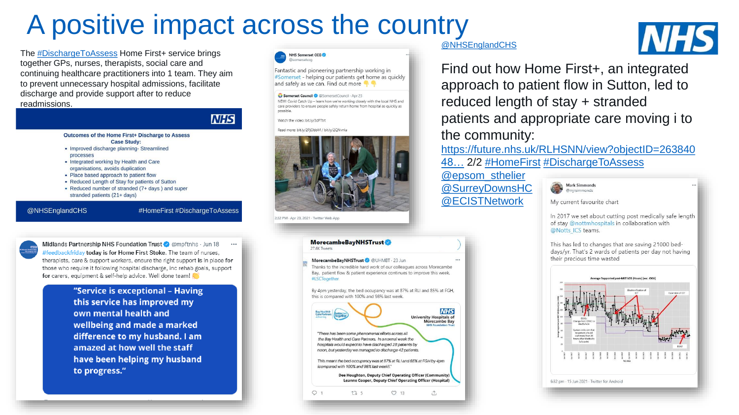# A positive impact across the country

The #DischargeToAssess Home First+ service brings together GPs, nurses, therapists, social care and continuing healthcare practitioners into 1 team. They aim to prevent unnecessary hospital admissions, facilitate discharge and provide support after to reduce readmissions.

NHS

**Outcomes of the Home First+ Discharge to Assess Case Study:**

- Improved discharge planning- Streamlined processes
- Integrated working by Health and Care organisations, avoids duplication
- Place based approach to patient flow
- Reduced Length of Stay for patients of Sutton
- Reduced number of stranded (7+ days ) and super stranded patients (21+ days)

@NHSEnglandCHS #HomeFirst #DischargeToAssess

Midlands Partnership NHS Foundation Trust @mpftnhs · Jun 18

#feedbackfriday **today is for Home First Stoke.** The team of nurses, therapists, care & support workers, ensure the right support is in place for those who require it following hospital discharge, inc rehab goals, support for carers, equipment & self-help advice. Well done team!

**"Service is exceptional – Having this service has improved my own mental health and wellbeing and made a marked difference to my husband. I am amazed at how well the staff have been helping my husband to progress."**

NHS Somerset CCG @somersetccg

Fantastic and pioneering partnership working in #Somerset - helping our patients get home as quickly and safely as we can. Find out more

Somerset Council @SomersetCouncil · Apr 23

NEW! Covid Catch Up – learn how we're working closely with the local NHS and care providers to ensure people safely return home from hospital as quickly as possible.

Watch the video: bit.ly/3dFTtrt

Read more: bit.ly/2PjObbM / bit.ly/2QNvnlu

2:32 PM · Apr 23, 2021 · Twitter Web App

**MorecambeBayNHSTrust**
27.6K Tweets

MorecambeBayNHSTrust @UHMBT · 23 Jun

Thanks to the incredible hard work of our colleagues across Morecambe Bay, patient flow & patient experience continues to improve this week. #LSCTogether

By 4pm yesterday, the bed occupancy was at 87% at RLI and 85% at FGH, this is compared with 100% and 98% last week.

Bay Health & Care Partners | better care together | NHS University Hospitals of Morecambe Bay NHS Foundation Trust

*"There has been some phenomenal efforts across all the Bay Health and Care Partners. In a normal week the hospitals would expect to have discharged 28 patients by noon, but yesterday we managed to discharge 42 patients.*

*This meant the bed occupancy was at 87% at RLI and 85% at FGH by 4pm (compared with 100% and 98% last week)."*

**Dee Houghton, Deputy Chief Operating Officer (Community)**
**Leanne Cooper, Deputy Chief Operating Officer (Hospital)**

@NHSEnglandCHS

Find out how Home First+, an integrated approach to patient flow in Sutton, led to reduced length of stay + stranded patients and appropriate care moving i to the community: https://future.nhs.uk/RLHSNN/view?objectID=26384048… 2/2 #HomeFirst #DischargeToAssess @epsom_sthelier @SurreyDownsHC @ECISTNetwork

Mark Simmonds @mjrsimmonds

My current favourite chart

In 2017 we set about cutting post medically safe length of stay @nottmhospitals in collaboration with @Notts_ICS teams.

This has led to changes that are saving 21000 bed-days/yr. That's 2 wards of patients per day not having their precious time wasted

6:32 pm · 15 Jun 2021 · Twitter for Android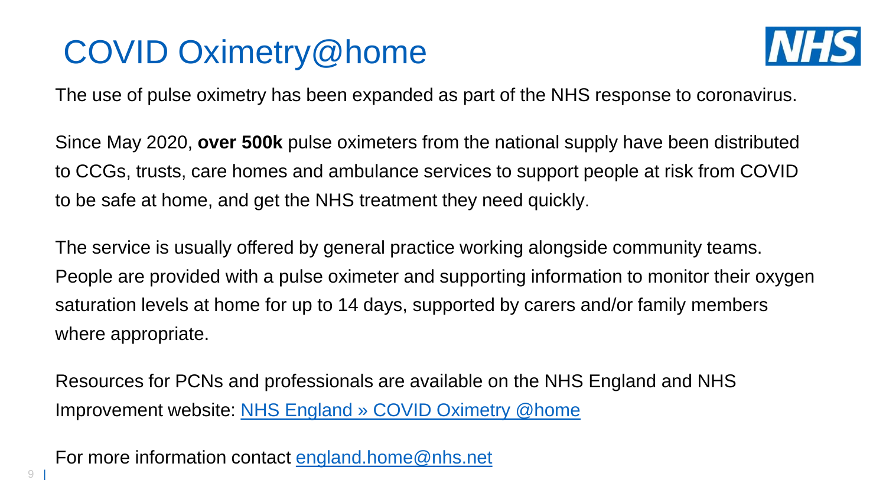# COVID Oximetry@home

The use of pulse oximetry has been expanded as part of the NHS response to coronavirus.

Since May 2020, **over 500k** pulse oximeters from the national supply have been distributed to CCGs, trusts, care homes and ambulance services to support people at risk from COVID to be safe at home, and get the NHS treatment they need quickly.

The service is usually offered by general practice working alongside community teams. People are provided with a pulse oximeter and supporting information to monitor their oxygen saturation levels at home for up to 14 days, supported by carers and/or family members where appropriate.

Resources for PCNs and professionals are available on the NHS England and NHS Improvement website: NHS England » COVID Oximetry @home

For more information contact england.home@nhs.net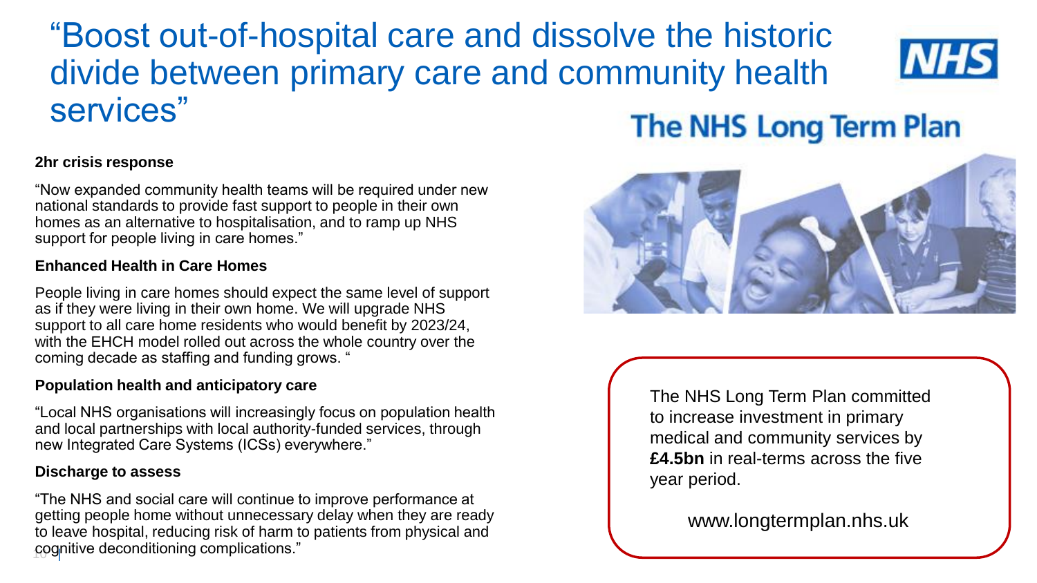# "Boost out-of-hospital care and dissolve the historic divide between primary care and community health services"

NHS

## The NHS Long Term Plan

**2hr crisis response**

"Now expanded community health teams will be required under new national standards to provide fast support to people in their own homes as an alternative to hospitalisation, and to ramp up NHS support for people living in care homes."

**Enhanced Health in Care Homes**

People living in care homes should expect the same level of support as if they were living in their own home. We will upgrade NHS support to all care home residents who would benefit by 2023/24, with the EHCH model rolled out across the whole country over the coming decade as staffing and funding grows. "

**Population health and anticipatory care**

"Local NHS organisations will increasingly focus on population health and local partnerships with local authority-funded services, through new Integrated Care Systems (ICSs) everywhere."

**Discharge to assess**

"The NHS and social care will continue to improve performance at getting people home without unnecessary delay when they are ready to leave hospital, reducing risk of harm to patients from physical and cognitive deconditioning complications."

The NHS Long Term Plan committed to increase investment in primary medical and community services by **£4.5bn** in real-terms across the five year period.

www.longtermplan.nhs.uk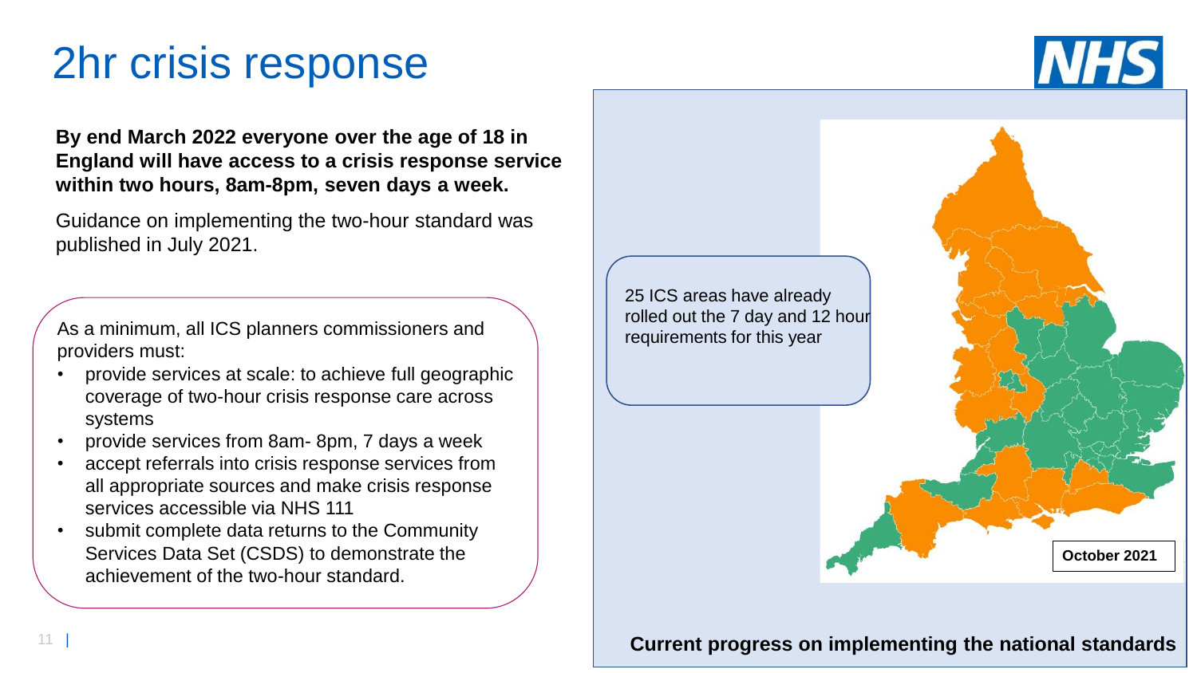# 2hr crisis response

**By end March 2022 everyone over the age of 18 in England will have access to a crisis response service within two hours, 8am-8pm, seven days a week.**

Guidance on implementing the two-hour standard was published in July 2021.

As a minimum, all ICS planners commissioners and providers must:

- provide services at scale: to achieve full geographic coverage of two-hour crisis response care across systems
- provide services from 8am- 8pm, 7 days a week
- accept referrals into crisis response services from all appropriate sources and make crisis response services accessible via NHS 111
- submit complete data returns to the Community Services Data Set (CSDS) to demonstrate the achievement of the two-hour standard.

25 ICS areas have already rolled out the 7 day and 12 hour requirements for this year

October 2021

**Current progress on implementing the national standards**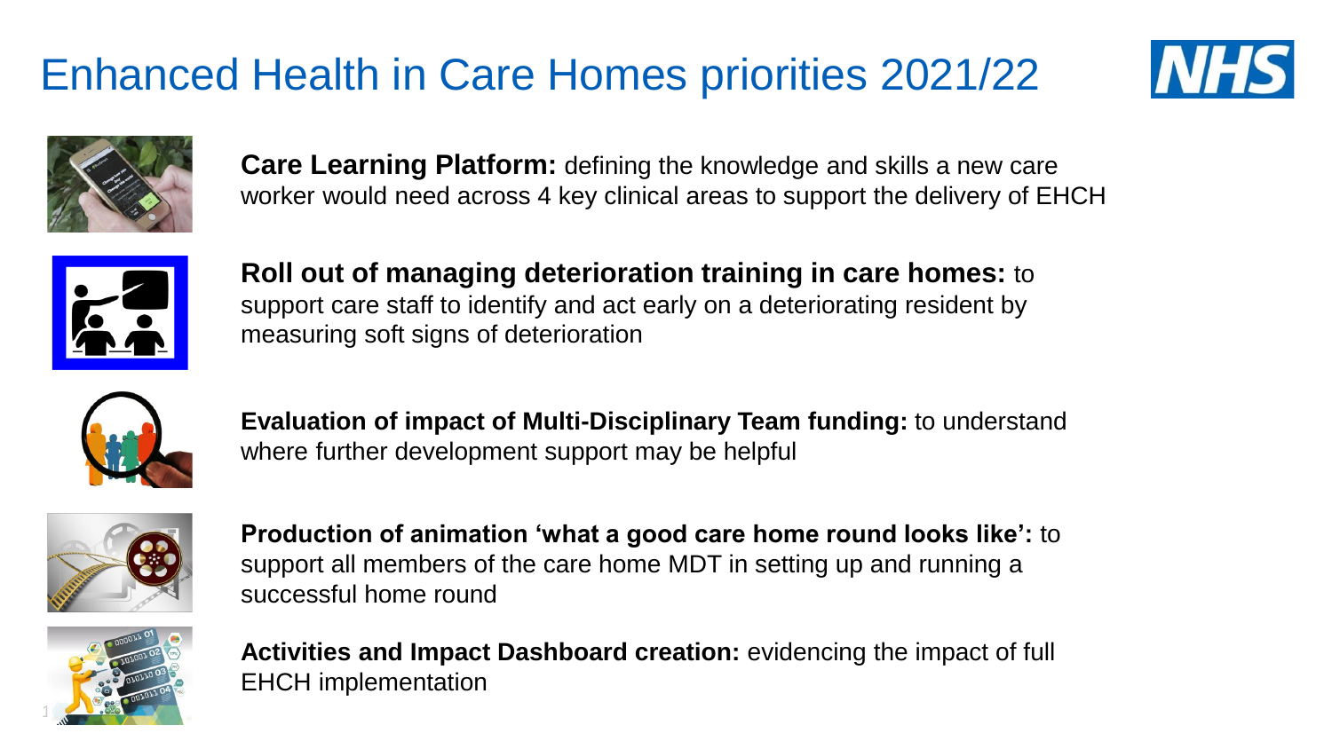# Enhanced Health in Care Homes priorities 2021/22

**Care Learning Platform:** defining the knowledge and skills a new care worker would need across 4 key clinical areas to support the delivery of EHCH

**Roll out of managing deterioration training in care homes:** to support care staff to identify and act early on a deteriorating resident by measuring soft signs of deterioration

**Evaluation of impact of Multi-Disciplinary Team funding:** to understand where further development support may be helpful

**Production of animation 'what a good care home round looks like':** to support all members of the care home MDT in setting up and running a successful home round

**Activities and Impact Dashboard creation:** evidencing the impact of full EHCH implementation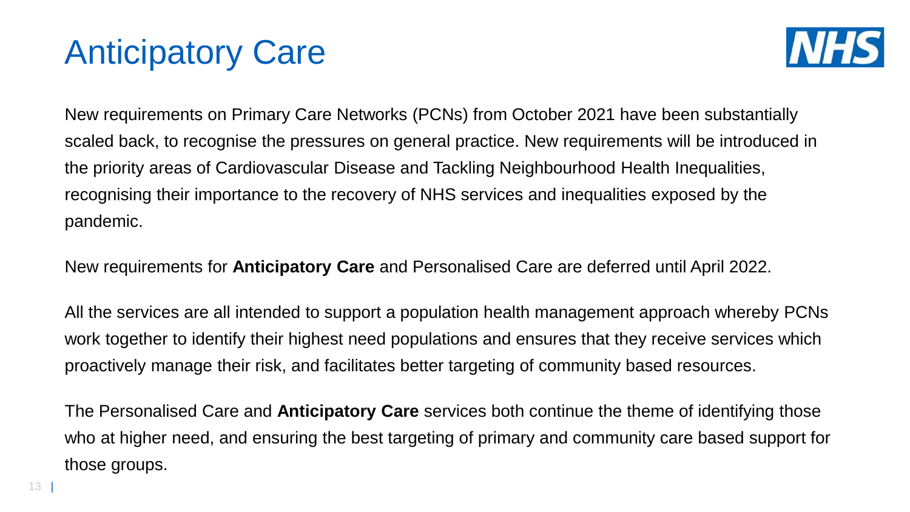# Anticipatory Care

New requirements on Primary Care Networks (PCNs) from October 2021 have been substantially scaled back, to recognise the pressures on general practice. New requirements will be introduced in the priority areas of Cardiovascular Disease and Tackling Neighbourhood Health Inequalities, recognising their importance to the recovery of NHS services and inequalities exposed by the pandemic.

New requirements for **Anticipatory Care** and Personalised Care are deferred until April 2022.

All the services are all intended to support a population health management approach whereby PCNs work together to identify their highest need populations and ensures that they receive services which proactively manage their risk, and facilitates better targeting of community based resources.

The Personalised Care and **Anticipatory Care** services both continue the theme of identifying those who at higher need, and ensuring the best targeting of primary and community care based support for those groups.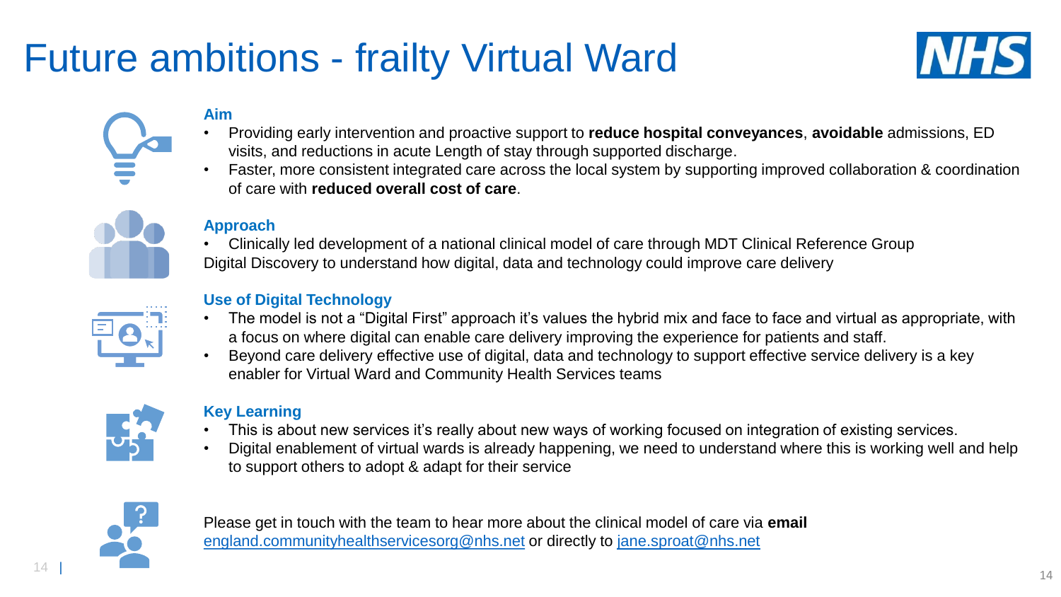# Future ambitions - frailty Virtual Ward

### Aim

- Providing early intervention and proactive support to **reduce hospital conveyances**, **avoidable** admissions, ED visits, and reductions in acute Length of stay through supported discharge.
- Faster, more consistent integrated care across the local system by supporting improved collaboration & coordination of care with **reduced overall cost of care**.

### Approach

- Clinically led development of a national clinical model of care through MDT Clinical Reference Group

Digital Discovery to understand how digital, data and technology could improve care delivery

### Use of Digital Technology

- The model is not a “Digital First” approach it’s values the hybrid mix and face to face and virtual as appropriate, with a focus on where digital can enable care delivery improving the experience for patients and staff.
- Beyond care delivery effective use of digital, data and technology to support effective service delivery is a key enabler for Virtual Ward and Community Health Services teams

### Key Learning

- This is about new services it’s really about new ways of working focused on integration of existing services.
- Digital enablement of virtual wards is already happening, we need to understand where this is working well and help to support others to adopt & adapt for their service

Please get in touch with the team to hear more about the clinical model of care via **email** england.communityhealthservicesorg@nhs.net or directly to jane.sproat@nhs.net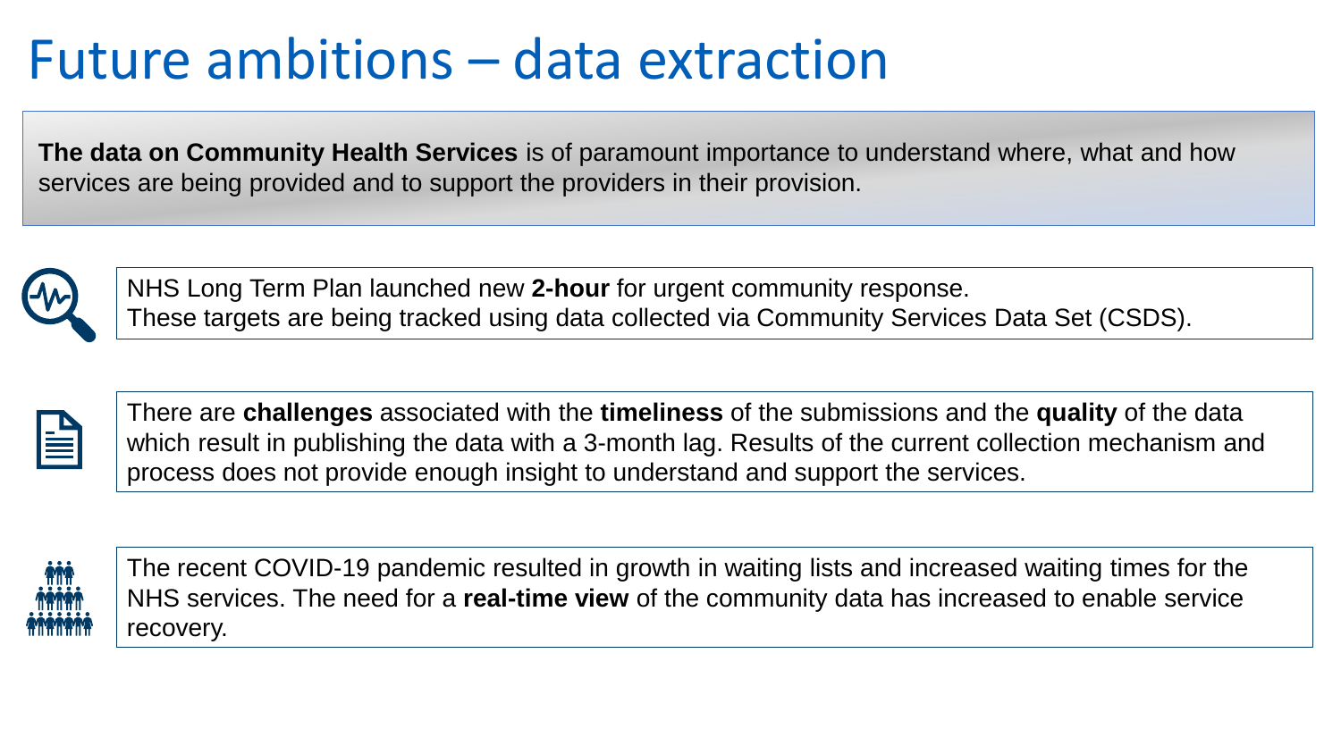# Future ambitions – data extraction

**The data on Community Health Services** is of paramount importance to understand where, what and how services are being provided and to support the providers in their provision.

NHS Long Term Plan launched new **2-hour** for urgent community response.
These targets are being tracked using data collected via Community Services Data Set (CSDS).

There are **challenges** associated with the **timeliness** of the submissions and the **quality** of the data which result in publishing the data with a 3-month lag. Results of the current collection mechanism and process does not provide enough insight to understand and support the services.

The recent COVID-19 pandemic resulted in growth in waiting lists and increased waiting times for the NHS services. The need for a **real-time view** of the community data has increased to enable service recovery.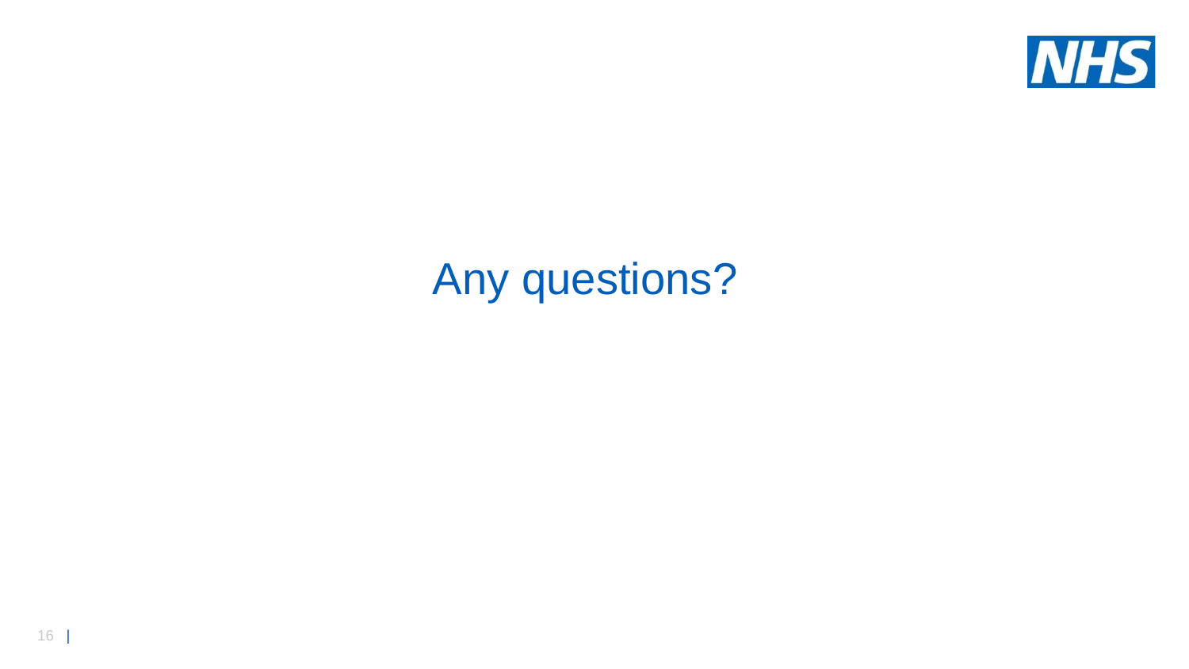# Any questions?